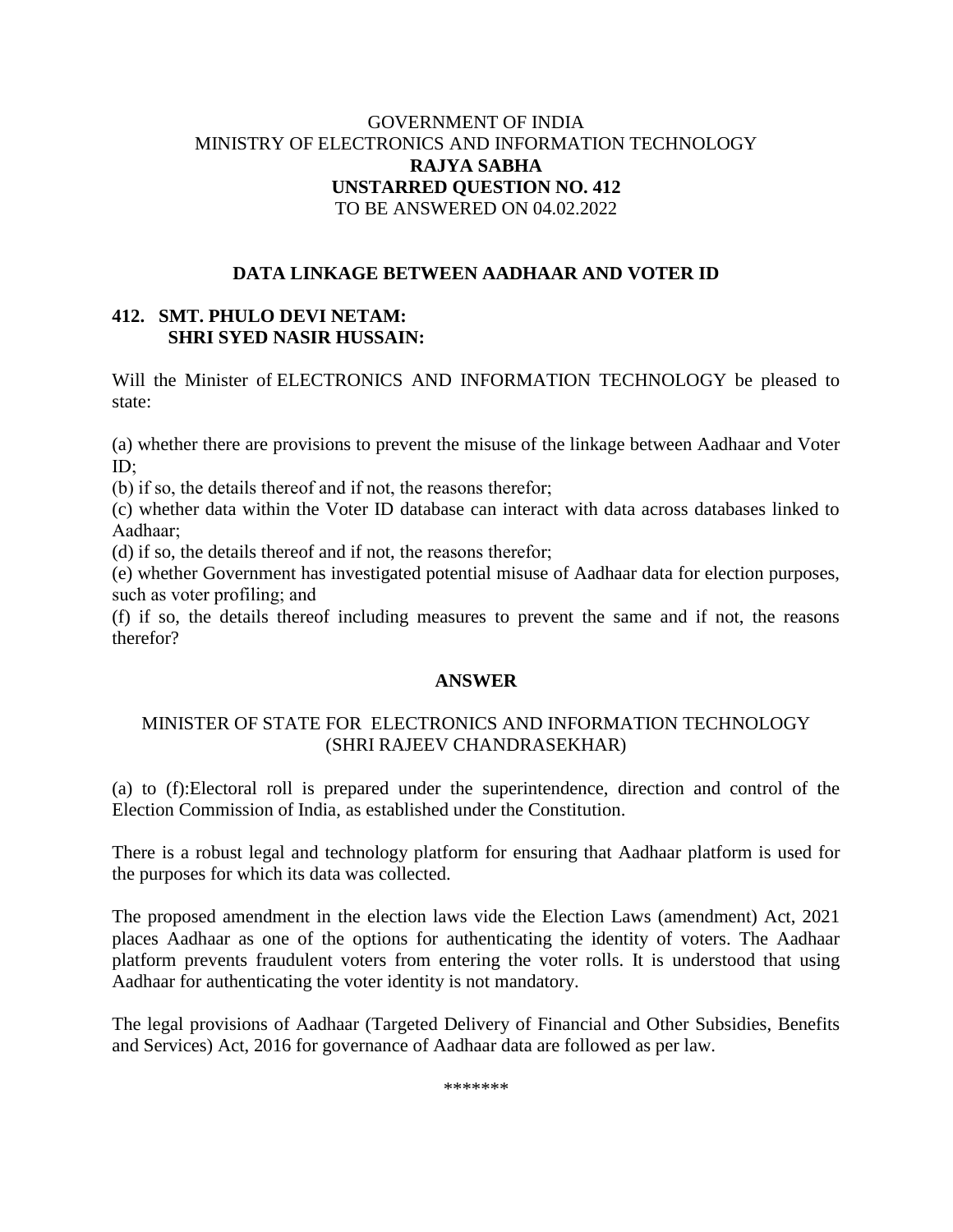GOVERNMENT OF INDIA
MINISTRY OF ELECTRONICS AND INFORMATION TECHNOLOGY
**RAJYA SABHA**
**UNSTARRED QUESTION NO. 412**
TO BE ANSWERED ON 04.02.2022

## DATA LINKAGE BETWEEN AADHAAR AND VOTER ID

**412. SMT. PHULO DEVI NETAM:**
**SHRI SYED NASIR HUSSAIN:**

Will the Minister of ELECTRONICS AND INFORMATION TECHNOLOGY be pleased to state:

(a) whether there are provisions to prevent the misuse of the linkage between Aadhaar and Voter ID;
(b) if so, the details thereof and if not, the reasons therefor;
(c) whether data within the Voter ID database can interact with data across databases linked to Aadhaar;
(d) if so, the details thereof and if not, the reasons therefor;
(e) whether Government has investigated potential misuse of Aadhaar data for election purposes, such as voter profiling; and
(f) if so, the details thereof including measures to prevent the same and if not, the reasons therefor?

## ANSWER

MINISTER OF STATE FOR ELECTRONICS AND INFORMATION TECHNOLOGY
(SHRI RAJEEV CHANDRASEKHAR)

(a) to (f):Electoral roll is prepared under the superintendence, direction and control of the Election Commission of India, as established under the Constitution.

There is a robust legal and technology platform for ensuring that Aadhaar platform is used for the purposes for which its data was collected.

The proposed amendment in the election laws vide the Election Laws (amendment) Act, 2021 places Aadhaar as one of the options for authenticating the identity of voters. The Aadhaar platform prevents fraudulent voters from entering the voter rolls. It is understood that using Aadhaar for authenticating the voter identity is not mandatory.

The legal provisions of Aadhaar (Targeted Delivery of Financial and Other Subsidies, Benefits and Services) Act, 2016 for governance of Aadhaar data are followed as per law.

*******